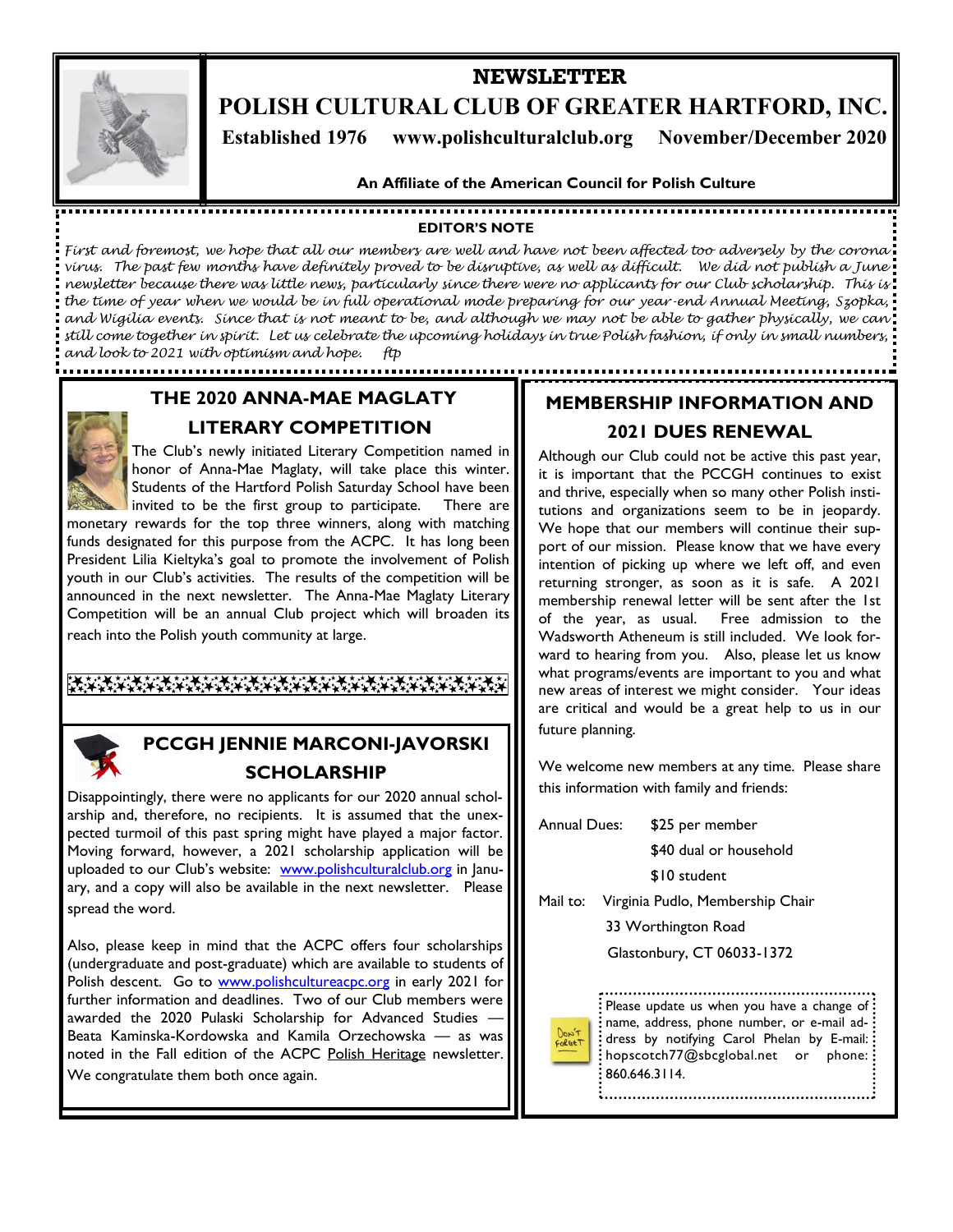# NEWSLETTER

# POLISH CULTURAL CLUB OF GREATER HARTFORD, INC.

**Established 1976 www.polishculturalclub.org November/December 2020**

**An Affiliate of the American Council for Polish Culture**

### EDITOR'S NOTE

*First and foremost, we hope that all our members are well and have not been affected too adversely by the corona virus. The past few months have definitely proved to be disruptive, as well as difficult. We did not publish a June newsletter because there was little news, particularly since there were no applicants for our Club scholarship. This is the time of year when we would be in full operational mode preparing for our year-end Annual Meeting, Szopka, and Wigilia events. Since that is not meant to be, and although we may not be able to gather physically, we can still come together in spirit. Let us celebrate the upcoming holidays in true Polish fashion, if only in small numbers, and look to 2021 with optimism and hope. ftp*

## THE 2020 ANNA-MAE MAGLATY LITERARY COMPETITION

The Club's newly initiated Literary Competition named in honor of Anna-Mae Maglaty, will take place this winter. Students of the Hartford Polish Saturday School have been invited to be the first group to participate. There are monetary rewards for the top three winners, along with matching funds designated for this purpose from the ACPC. It has long been President Lilia Kieltyka's goal to promote the involvement of Polish youth in our Club's activities. The results of the competition will be announced in the next newsletter. The Anna-Mae Maglaty Literary Competition will be an annual Club project which will broaden its reach into the Polish youth community at large.

## PCCGH JENNIE MARCONI-JAVORSKI SCHOLARSHIP

Disappointingly, there were no applicants for our 2020 annual scholarship and, therefore, no recipients. It is assumed that the unexpected turmoil of this past spring might have played a major factor. Moving forward, however, a 2021 scholarship application will be uploaded to our Club's website: [www.polishculturalclub.org](http://www.polishculturalclub.org) in January, and a copy will also be available in the next newsletter. Please spread the word.

Also, please keep in mind that the ACPC offers four scholarships (undergraduate and post-graduate) which are available to students of Polish descent. Go to [www.polishcultureacpc.org](http://www.polishcultureacpc.org) in early 2021 for further information and deadlines. Two of our Club members were awarded the 2020 Pulaski Scholarship for Advanced Studies — Beata Kaminska-Kordowska and Kamila Orzechowska — as was noted in the Fall edition of the ACPC Polish Heritage newsletter. We congratulate them both once again.

## MEMBERSHIP INFORMATION AND 2021 DUES RENEWAL

Although our Club could not be active this past year, it is important that the PCCGH continues to exist and thrive, especially when so many other Polish institutions and organizations seem to be in jeopardy. We hope that our members will continue their support of our mission. Please know that we have every intention of picking up where we left off, and even returning stronger, as soon as it is safe. A 2021 membership renewal letter will be sent after the 1st of the year, as usual. Free admission to the Wadsworth Atheneum is still included. We look forward to hearing from you. Also, please let us know what programs/events are important to you and what new areas of interest we might consider. Your ideas are critical and would be a great help to us in our future planning.

We welcome new members at any time. Please share this information with family and friends:

Annual Dues:
- $25 per member
- $40 dual or household
- $10 student

Mail to: Virginia Pudlo, Membership Chair
33 Worthington Road
Glastonbury, CT 06033-1372

Please update us when you have a change of name, address, phone number, or e-mail address by notifying Carol Phelan by E-mail: hopscotch77@sbcglobal.net or phone: 860.646.3114.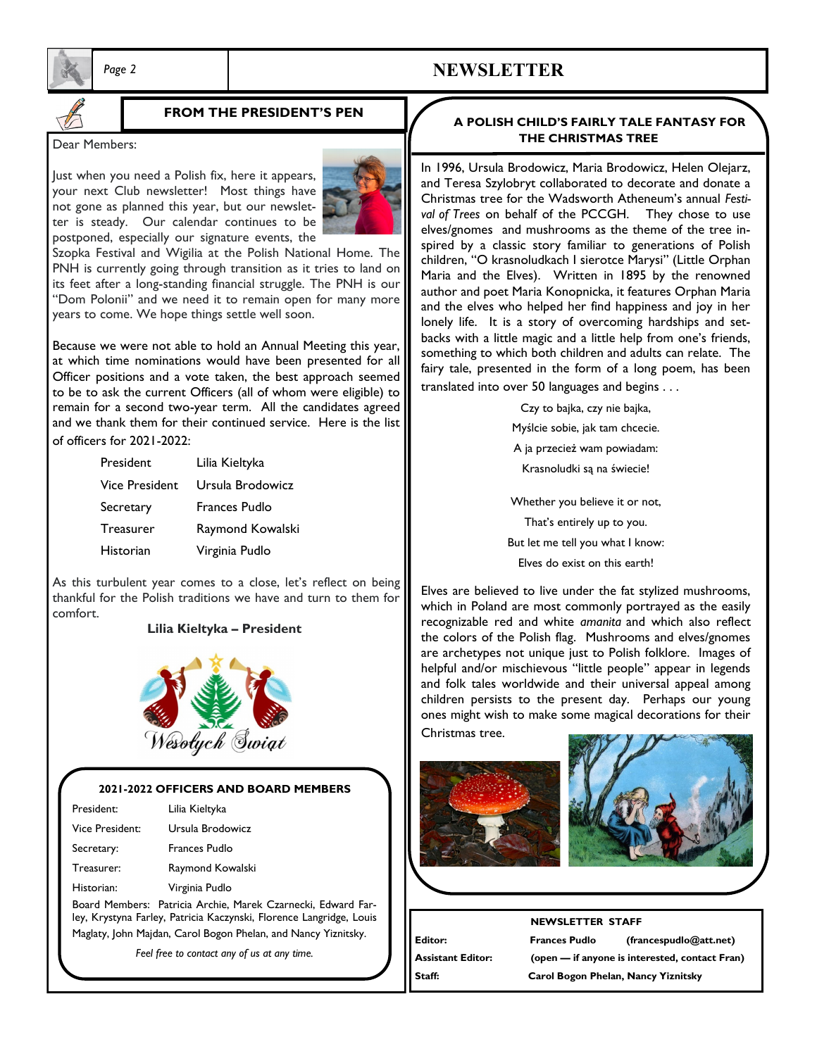## FROM THE PRESIDENT'S PEN

Dear Members:

Just when you need a Polish fix, here it appears, your next Club newsletter! Most things have not gone as planned this year, but our newsletter is steady. Our calendar continues to be postponed, especially our signature events, the Szopka Festival and Wigilia at the Polish National Home. The PNH is currently going through transition as it tries to land on its feet after a long-standing financial struggle. The PNH is our "Dom Polonii" and we need it to remain open for many more years to come. We hope things settle well soon.

Because we were not able to hold an Annual Meeting this year, at which time nominations would have been presented for all Officer positions and a vote taken, the best approach seemed to be to ask the current Officers (all of whom were eligible) to remain for a second two-year term. All the candidates agreed and we thank them for their continued service. Here is the list of officers for 2021-2022:

| | |
|---|---|
| President | Lilia Kieltyka |
| Vice President | Ursula Brodowicz |
| Secretary | Frances Pudlo |
| Treasurer | Raymond Kowalski |
| Historian | Virginia Pudlo |

As this turbulent year comes to a close, let's reflect on being thankful for the Polish traditions we have and turn to them for comfort.

**Lilia Kieltyka – President**

Wesołych Świąt

### 2021-2022 OFFICERS AND BOARD MEMBERS

| | |
|---|---|
| President: | Lilia Kieltyka |
| Vice President: | Ursula Brodowicz |
| Secretary: | Frances Pudlo |
| Treasurer: | Raymond Kowalski |
| Historian: | Virginia Pudlo |

Board Members: Patricia Archie, Marek Czarnecki, Edward Farley, Krystyna Farley, Patricia Kaczynski, Florence Langridge, Louis Maglaty, John Majdan, Carol Bogon Phelan, and Nancy Yiznitsky.

*Feel free to contact any of us at any time.*

## A POLISH CHILD'S FAIRLY TALE FANTASY FOR THE CHRISTMAS TREE

In 1996, Ursula Brodowicz, Maria Brodowicz, Helen Olejarz, and Teresa Szylobryt collaborated to decorate and donate a Christmas tree for the Wadsworth Atheneum's annual *Festival of Trees* on behalf of the PCCGH. They chose to use elves/gnomes and mushrooms as the theme of the tree inspired by a classic story familiar to generations of Polish children, "O krasnoludkach I sierotce Marysi" (Little Orphan Maria and the Elves). Written in 1895 by the renowned author and poet Maria Konopnicka, it features Orphan Maria and the elves who helped her find happiness and joy in her lonely life. It is a story of overcoming hardships and setbacks with a little magic and a little help from one's friends, something to which both children and adults can relate. The fairy tale, presented in the form of a long poem, has been translated into over 50 languages and begins . . .

Czy to bajka, czy nie bajka,
Myślcie sobie, jak tam chcecie.
A ja przecież wam powiadam:
Krasnoludki są na świecie!

Whether you believe it or not,
That's entirely up to you.
But let me tell you what I know:
Elves do exist on this earth!

Elves are believed to live under the fat stylized mushrooms, which in Poland are most commonly portrayed as the easily recognizable red and white *amanita* and which also reflect the colors of the Polish flag. Mushrooms and elves/gnomes are archetypes not unique just to Polish folklore. Images of helpful and/or mischievous "little people" appear in legends and folk tales worldwide and their universal appeal among children persists to the present day. Perhaps our young ones might wish to make some magical decorations for their Christmas tree.

### NEWSLETTER STAFF

| | |
|---|---|
| **Editor:** | **Frances Pudlo (francespudlo@att.net)** |
| **Assistant Editor:** | **(open — if anyone is interested, contact Fran)** |
| **Staff:** | **Carol Bogon Phelan, Nancy Yiznitsky** |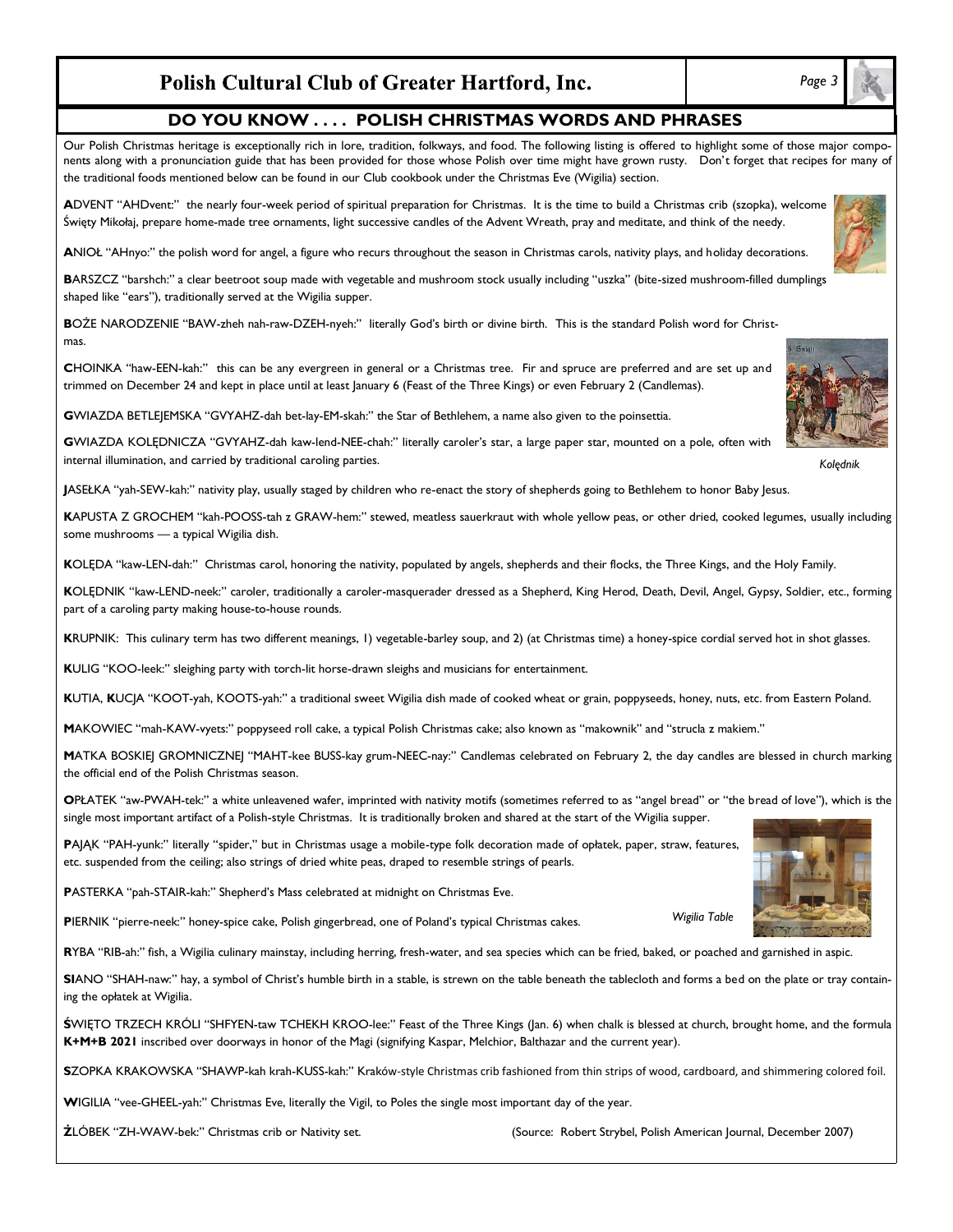## Polish Cultural Club of Greater Hartford, Inc.

## DO YOU KNOW . . . . POLISH CHRISTMAS WORDS AND PHRASES

Our Polish Christmas heritage is exceptionally rich in lore, tradition, folkways, and food. The following listing is offered to highlight some of those major components along with a pronunciation guide that has been provided for those whose Polish over time might have grown rusty. Don't forget that recipes for many of the traditional foods mentioned below can be found in our Club cookbook under the Christmas Eve (Wigilia) section.

**A**DVENT "AHDvent:" the nearly four-week period of spiritual preparation for Christmas. It is the time to build a Christmas crib (szopka), welcome Święty Mikołaj, prepare home-made tree ornaments, light successive candles of the Advent Wreath, pray and meditate, and think of the needy.

**A**NIOŁ "AHnyo:" the polish word for angel, a figure who recurs throughout the season in Christmas carols, nativity plays, and holiday decorations.

**B**ARSZCZ "barshch:" a clear beetroot soup made with vegetable and mushroom stock usually including "uszka" (bite-sized mushroom-filled dumplings shaped like "ears"), traditionally served at the Wigilia supper.

**B**OŻE NARODZENIE "BAW-zheh nah-raw-DZEH-nyeh:" literally God's birth or divine birth. This is the standard Polish word for Christmas.

**C**HOINKA "haw-EEN-kah:" this can be any evergreen in general or a Christmas tree. Fir and spruce are preferred and are set up and trimmed on December 24 and kept in place until at least January 6 (Feast of the Three Kings) or even February 2 (Candlemas).

**G**WIAZDA BETLEJEMSKA "GVYAHZ-dah bet-lay-EM-skah:" the Star of Bethlehem, a name also given to the poinsettia.

**G**WIAZDA KOLĘDNICZA "GVYAHZ-dah kaw-lend-NEE-chah:" literally caroler's star, a large paper star, mounted on a pole, often with internal illumination, and carried by traditional caroling parties.

*Kolędnik*

**J**ASEŁKA "yah-SEW-kah:" nativity play, usually staged by children who re-enact the story of shepherds going to Bethlehem to honor Baby Jesus.

**K**APUSTA Z GROCHEM "kah-POOSS-tah z GRAW-hem:" stewed, meatless sauerkraut with whole yellow peas, or other dried, cooked legumes, usually including some mushrooms — a typical Wigilia dish.

**K**OLĘDA "kaw-LEN-dah:" Christmas carol, honoring the nativity, populated by angels, shepherds and their flocks, the Three Kings, and the Holy Family.

**K**OLĘDNIK "kaw-LEND-neek:" caroler, traditionally a caroler-masquerader dressed as a Shepherd, King Herod, Death, Devil, Angel, Gypsy, Soldier, etc., forming part of a caroling party making house-to-house rounds.

**K**RUPNIK: This culinary term has two different meanings, 1) vegetable-barley soup, and 2) (at Christmas time) a honey-spice cordial served hot in shot glasses.

**K**ULIG "KOO-leek:" sleighing party with torch-lit horse-drawn sleighs and musicians for entertainment.

**K**UTIA, **K**UCJA "KOOT-yah, KOOTS-yah:" a traditional sweet Wigilia dish made of cooked wheat or grain, poppyseeds, honey, nuts, etc. from Eastern Poland.

**M**AKOWIEC "mah-KAW-vyets:" poppyseed roll cake, a typical Polish Christmas cake; also known as "makownik" and "strucla z makiem."

**M**ATKA BOSKIEJ GROMNICZNEJ "MAHT-kee BUSS-kay grum-NEEC-nay:" Candlemas celebrated on February 2, the day candles are blessed in church marking the official end of the Polish Christmas season.

**O**PŁATEK "aw-PWAH-tek:" a white unleavened wafer, imprinted with nativity motifs (sometimes referred to as "angel bread" or "the bread of love"), which is the single most important artifact of a Polish-style Christmas. It is traditionally broken and shared at the start of the Wigilia supper.

**P**AJĄK "PAH-yunk:" literally "spider," but in Christmas usage a mobile-type folk decoration made of opłatek, paper, straw, features, etc. suspended from the ceiling; also strings of dried white peas, draped to resemble strings of pearls.

**P**ASTERKA "pah-STAIR-kah:" Shepherd's Mass celebrated at midnight on Christmas Eve.

**P**IERNIK "pierre-neek:" honey-spice cake, Polish gingerbread, one of Poland's typical Christmas cakes.

*Wigilia Table*

**R**YBA "RIB-ah:" fish, a Wigilia culinary mainstay, including herring, fresh-water, and sea species which can be fried, baked, or poached and garnished in aspic.

**SI**ANO "SHAH-naw:" hay, a symbol of Christ's humble birth in a stable, is strewn on the table beneath the tablecloth and forms a bed on the plate or tray containing the opłatek at Wigilia.

**Ś**WIĘTO TRZECH KRÓLI "SHFYEN-taw TCHEKH KROO-lee:" Feast of the Three Kings (Jan. 6) when chalk is blessed at church, brought home, and the formula **K+M+B 2021** inscribed over doorways in honor of the Magi (signifying Kaspar, Melchior, Balthazar and the current year).

**S**ZOPKA KRAKOWSKA "SHAWP-kah krah-KUSS-kah:" Kraków-style Christmas crib fashioned from thin strips of wood, cardboard, and shimmering colored foil.

**W**IGILIA "vee-GHEEL-yah:" Christmas Eve, literally the Vigil, to Poles the single most important day of the year.

**Ż**ŁÓBEK "ZH-WAW-bek:" Christmas crib or Nativity set.

(Source: Robert Strybel, Polish American Journal, December 2007)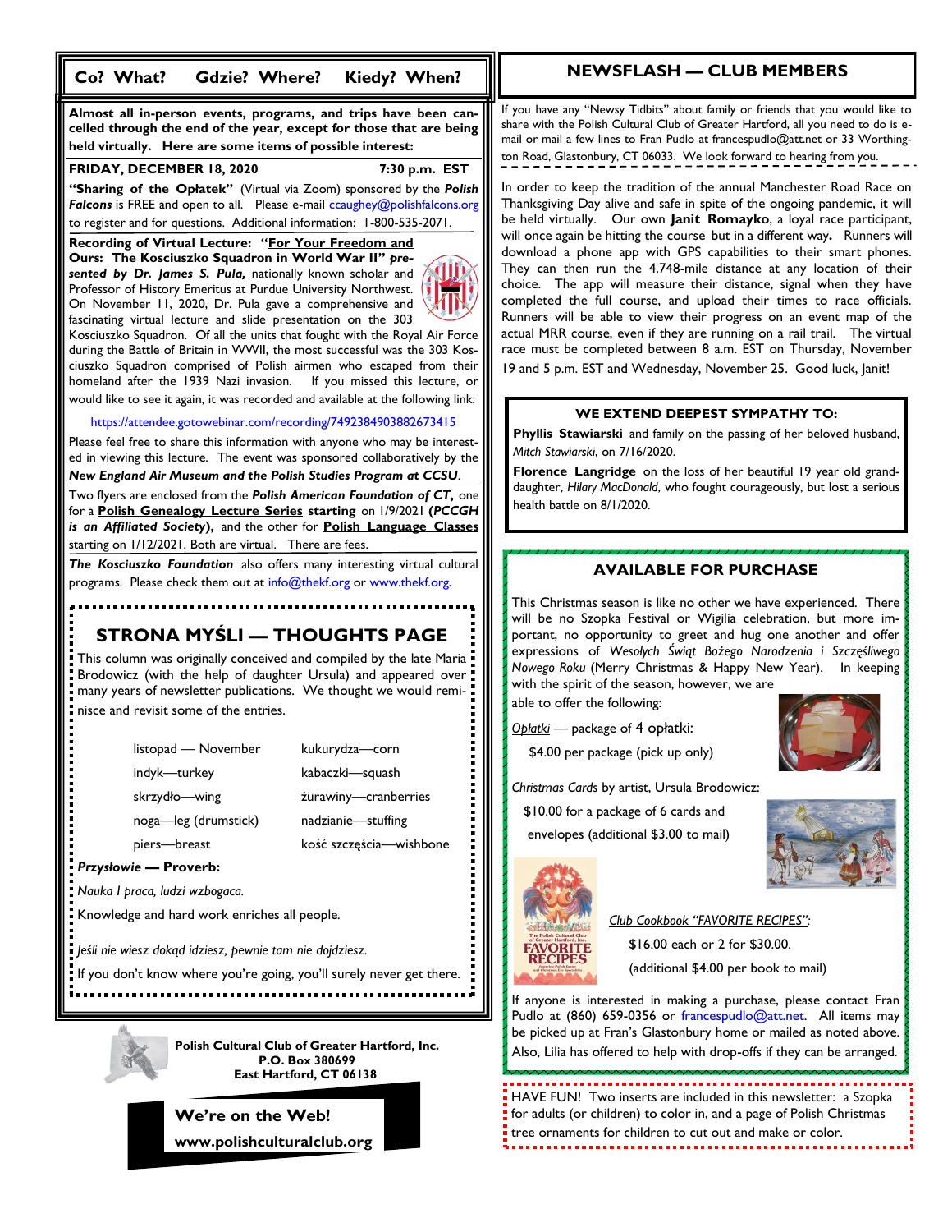## Co? What? Gdzie? Where? Kiedy? When?

**Almost all in-person events, programs, and trips have been cancelled through the end of the year, except for those that are being held virtually. Here are some items of possible interest:**

**FRIDAY, DECEMBER 18, 2020 7:30 p.m. EST**

**"Sharing of the Opłatek"** (Virtual via Zoom) sponsored by the ***Polish Falcons*** is FREE and open to all. Please e-mail ccaughey@polishfalcons.org to register and for questions. Additional information: 1-800-535-2071.

**Recording of Virtual Lecture: "For Your Freedom and Ours: The Kosciuszko Squadron in World War II"** ***presented by Dr. James S. Pula,*** nationally known scholar and Professor of History Emeritus at Purdue University Northwest. On November 11, 2020, Dr. Pula gave a comprehensive and fascinating virtual lecture and slide presentation on the 303 Kosciuszko Squadron. Of all the units that fought with the Royal Air Force during the Battle of Britain in WWII, the most successful was the 303 Kosciuszko Squadron comprised of Polish airmen who escaped from their homeland after the 1939 Nazi invasion. If you missed this lecture, or would like to see it again, it was recorded and available at the following link:

https://attendee.gotowebinar.com/recording/7492384903882673415

Please feel free to share this information with anyone who may be interested in viewing this lecture. The event was sponsored collaboratively by the ***New England Air Museum and the Polish Studies Program at CCSU***.

Two flyers are enclosed from the ***Polish American Foundation of CT,*** one for a **Polish Genealogy Lecture Series starting** on 1/9/2021 **(*PCCGH is an Affiliated Society*),** and the other for **Polish Language Classes** starting on 1/12/2021. Both are virtual. There are fees.

***The Kosciuszko Foundation*** also offers many interesting virtual cultural programs. Please check them out at info@thekf.org or www.thekf.org.

## STRONA MYŚLI — THOUGHTS PAGE

This column was originally conceived and compiled by the late Maria Brodowicz (with the help of daughter Ursula) and appeared over many years of newsletter publications. We thought we would reminisce and revisit some of the entries.

| | |
|---|---|
| listopad — November | kukurydza—corn |
| indyk—turkey | kabaczki—squash |
| skrzydło—wing | żurawiny—cranberries |
| noga—leg (drumstick) | nadzianie—stuffing |
| piers—breast | kość szczęścia—wishbone |

***Przysłowie* — Proverb:**

*Nauka I praca, ludzi wzbogaca.*

Knowledge and hard work enriches all people.

*Jeśli nie wiesz dokąd idziesz, pewnie tam nie dojdziesz.*

If you don't know where you're going, you'll surely never get there.

**Polish Cultural Club of Greater Hartford, Inc.**
**P.O. Box 380699**
**East Hartford, CT 06138**

**We're on the Web!**
**www.polishculturalclub.org**

## NEWSFLASH — CLUB MEMBERS

If you have any "Newsy Tidbits" about family or friends that you would like to share with the Polish Cultural Club of Greater Hartford, all you need to do is e-mail or mail a few lines to Fran Pudlo at francespudlo@att.net or 33 Worthington Road, Glastonbury, CT 06033. We look forward to hearing from you.

In order to keep the tradition of the annual Manchester Road Race on Thanksgiving Day alive and safe in spite of the ongoing pandemic, it will be held virtually. Our own **Janit Romayko**, a loyal race participant, will once again be hitting the course but in a different way**.** Runners will download a phone app with GPS capabilities to their smart phones. They can then run the 4.748-mile distance at any location of their choice. The app will measure their distance, signal when they have completed the full course, and upload their times to race officials. Runners will be able to view their progress on an event map of the actual MRR course, even if they are running on a rail trail. The virtual race must be completed between 8 a.m. EST on Thursday, November 19 and 5 p.m. EST and Wednesday, November 25. Good luck, Janit!

### WE EXTEND DEEPEST SYMPATHY TO:

**Phyllis Stawiarski** and family on the passing of her beloved husband, *Mitch Stawiarski*, on 7/16/2020.

**Florence Langridge** on the loss of her beautiful 19 year old granddaughter, *Hilary MacDonald*, who fought courageously, but lost a serious health battle on 8/1/2020.

### AVAILABLE FOR PURCHASE

This Christmas season is like no other we have experienced. There will be no Szopka Festival or Wigilia celebration, but more important, no opportunity to greet and hug one another and offer expressions of *Wesołych Świąt Bożego Narodzenia i Szczęśliwego Nowego Roku* (Merry Christmas & Happy New Year). In keeping with the spirit of the season, however, we are able to offer the following:

*Opłatki* — package of 4 opłatki:
$4.00 per package (pick up only)

*Christmas Cards* by artist, Ursula Brodowicz:
$10.00 for a package of 6 cards and envelopes (additional $3.00 to mail)

*Club Cookbook "FAVORITE RECIPES"*:
$16.00 each or 2 for $30.00.
(additional $4.00 per book to mail)

If anyone is interested in making a purchase, please contact Fran Pudlo at (860) 659-0356 or francespudlo@att.net. All items may be picked up at Fran's Glastonbury home or mailed as noted above. Also, Lilia has offered to help with drop-offs if they can be arranged.

HAVE FUN! Two inserts are included in this newsletter: a Szopka for adults (or children) to color in, and a page of Polish Christmas tree ornaments for children to cut out and make or color.